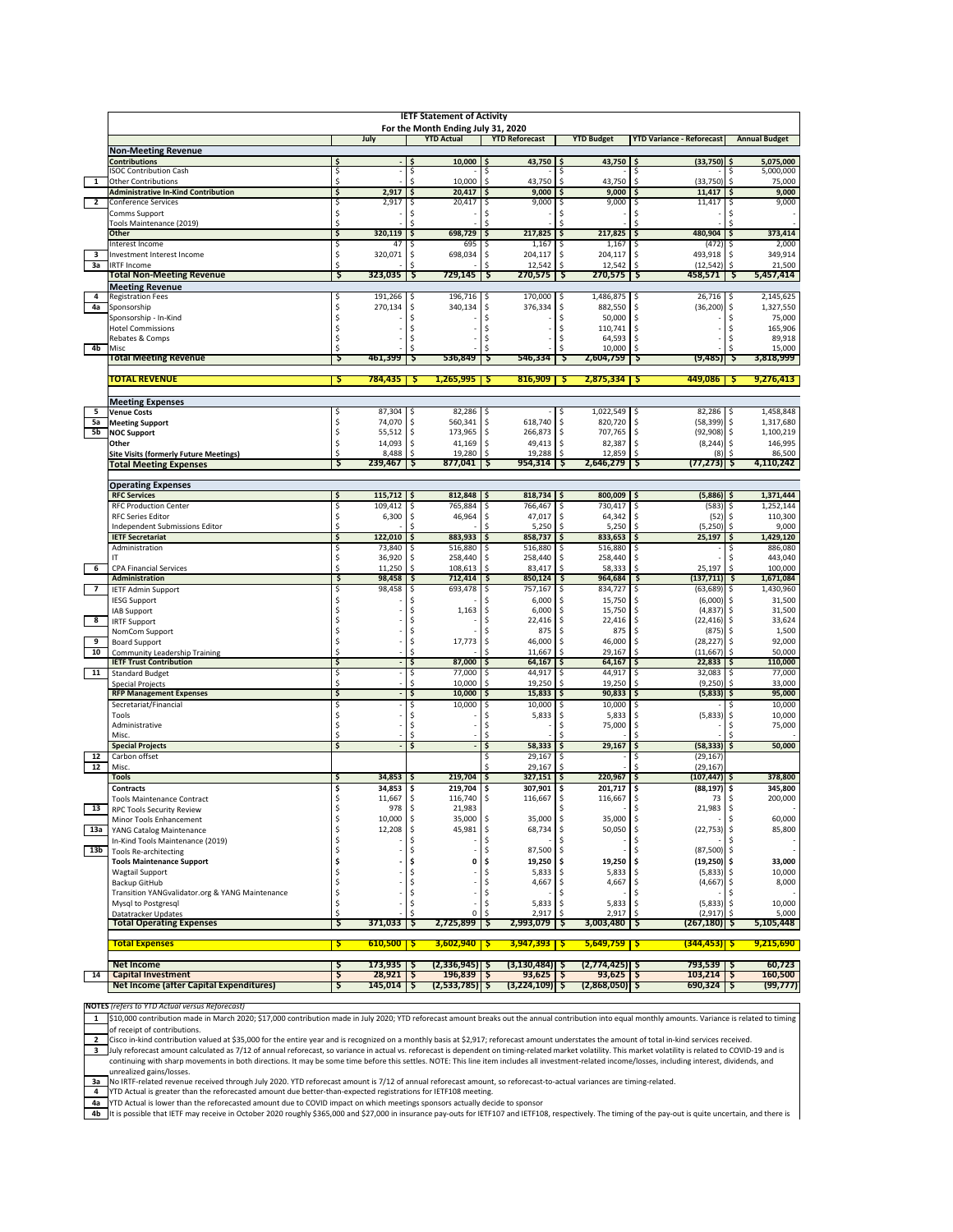# IETF Statement of Activity

## For the Month Ending July 31, 2020

| Note | | July | YTD Actual | YTD Reforecast | YTD Budget | YTD Variance - Reforecast | Annual Budget |
|---|---|---|---|---|---|---|---|
| | **Non-Meeting Revenue** | | | | | | |
| | **Contributions** | $ - | $ 10,000 | $ 43,750 | $ 43,750 | $ (33,750) | $ 5,075,000 |
| | ISOC Contribution Cash | $ - | $ - | | $ - | $ - | $ 5,000,000 |
| 1 | Other Contributions | $ - | $ 10,000 | $ 43,750 | $ 43,750 | $ (33,750) | $ 75,000 |
| | **Administrative In-Kind Contribution** | $ 2,917 | $ 20,417 | $ 9,000 | $ 9,000 | $ 11,417 | $ 9,000 |
| 2 | Conference Services | $ 2,917 | $ 20,417 | $ 9,000 | $ 9,000 | $ 11,417 | $ 9,000 |
| | Comms Support | $ - | $ - | $ - | $ - | $ - | $ - |
| | Tools Maintenance (2019) | $ - | $ - | $ - | $ - | $ - | $ - |
| | **Other** | $ 320,119 | $ 698,729 | $ 217,825 | $ 217,825 | $ 480,904 | $ 373,414 |
| | Interest Income | $ 47 | $ 695 | $ 1,167 | $ 1,167 | $ (472) | $ 2,000 |
| 3 | Investment Interest Income | $ 320,071 | $ 698,034 | $ 204,117 | $ 204,117 | $ 493,918 | $ 349,914 |
| 3a | IRTF Income | $ - | $ - | $ 12,542 | $ 12,542 | $ (12,542) | $ 21,500 |
| | **Total Non-Meeting Revenue** | $ 323,035 | $ 729,145 | $ 270,575 | $ 270,575 | $ 458,571 | $ 5,457,414 |
| | **Meeting Revenue** | | | | | | |
| 4 | Registration Fees | $ 191,266 | $ 196,716 | $ 170,000 | $ 1,486,875 | $ 26,716 | $ 2,145,625 |
| 4a | Sponsorship | $ 270,134 | $ 340,134 | $ 376,334 | $ 882,550 | $ (36,200) | $ 1,327,550 |
| | Sponsorship - In-Kind | $ - | $ - | $ - | $ 50,000 | $ - | $ 75,000 |
| | Hotel Commissions | $ - | $ - | $ - | $ 110,741 | $ - | $ 165,906 |
| | Rebates & Comps | $ - | $ - | $ - | $ 64,593 | $ - | $ 89,918 |
| 4b | Misc | $ - | $ - | $ - | $ 10,000 | $ - | $ 15,000 |
| | **Total Meeting Revenue** | $ 461,399 | $ 536,849 | $ 546,334 | $ 2,604,759 | $ (9,485) | $ 3,818,999 |
| | **TOTAL REVENUE** | $ 784,435 | $ 1,265,995 | $ 816,909 | $ 2,875,334 | $ 449,086 | $ 9,276,413 |
| | **Meeting Expenses** | | | | | | |
| 5 | **Venue Costs** | $ 87,304 | $ 82,286 | $ - | $ 1,022,549 | $ 82,286 | $ 1,458,848 |
| 5a | **Meeting Support** | $ 74,070 | $ 560,341 | $ 618,740 | $ 820,720 | $ (58,399) | $ 1,317,680 |
| 5b | **NOC Support** | $ 55,512 | $ 173,965 | $ 266,873 | $ 707,765 | $ (92,908) | $ 1,100,219 |
| | **Other** | $ 14,093 | $ 41,169 | $ 49,413 | $ 82,387 | $ (8,244) | $ 146,995 |
| | **Site Visits (formerly Future Meetings)** | $ 8,488 | $ 19,280 | $ 19,288 | $ 12,859 | $ (8) | $ 86,500 |
| | **Total Meeting Expenses** | $ 239,467 | $ 877,041 | $ 954,314 | $ 2,646,279 | $ (77,273) | $ 4,110,242 |
| | **Operating Expenses** | | | | | | |
| | **RFC Services** | $ 115,712 | $ 812,848 | $ 818,734 | $ 800,009 | $ (5,886) | $ 1,371,444 |
| | RFC Production Center | $ 109,412 | $ 765,884 | $ 766,467 | $ 730,417 | $ (583) | $ 1,252,144 |
| | RFC Series Editor | $ 6,300 | $ 46,964 | $ 47,017 | $ 64,342 | $ (52) | $ 110,300 |
| | Independent Submissions Editor | $ - | $ - | $ 5,250 | $ 5,250 | $ (5,250) | $ 9,000 |
| | **IETF Secretariat** | $ 122,010 | $ 883,933 | $ 858,737 | $ 833,653 | $ 25,197 | $ 1,429,120 |
| | Administration | $ 73,840 | $ 516,880 | $ 516,880 | $ 516,880 | $ - | $ 886,080 |
| | IT | $ 36,920 | $ 258,440 | $ 258,440 | $ 258,440 | $ - | $ 443,040 |
| 6 | CPA Financial Services | $ 11,250 | $ 108,613 | $ 83,417 | $ 58,333 | $ 25,197 | $ 100,000 |
| | **Administration** | $ 98,458 | $ 712,414 | $ 850,124 | $ 964,684 | $ (137,711) | $ 1,671,084 |
| 7 | IETF Admin Support | $ 98,458 | $ 693,478 | $ 757,167 | $ 834,727 | $ (63,689) | $ 1,430,960 |
| | IESG Support | $ - | $ - | $ 6,000 | $ 15,750 | $ (6,000) | $ 31,500 |
| | IAB Support | $ - | $ 1,163 | $ 6,000 | $ 15,750 | $ (4,837) | $ 31,500 |
| 8 | IRTF Support | $ - | $ - | $ 22,416 | $ 22,416 | $ (22,416) | $ 33,624 |
| | NomCom Support | $ - | $ - | $ 875 | $ 875 | $ (875) | $ 1,500 |
| 9 | Board Support | $ - | $ 17,773 | $ 46,000 | $ 46,000 | $ (28,227) | $ 92,000 |
| 10 | Community Leadership Training | $ - | $ - | $ 11,667 | $ 29,167 | $ (11,667) | $ 50,000 |
| | **IETF Trust Contribution** | $ - | $ 87,000 | $ 64,167 | $ 64,167 | $ 22,833 | $ 110,000 |
| 11 | Standard Budget | $ - | $ 77,000 | $ 44,917 | $ 44,917 | $ 32,083 | $ 77,000 |
| | Special Projects | $ - | $ 10,000 | $ 19,250 | $ 19,250 | $ (9,250) | $ 33,000 |
| | **RFP Management Expenses** | $ - | $ 10,000 | $ 15,833 | $ 90,833 | $ (5,833) | $ 95,000 |
| | Secretariat/Financial | $ - | $ 10,000 | $ 10,000 | $ 10,000 | $ - | $ 10,000 |
| | Tools | $ - | $ - | $ 5,833 | $ 5,833 | $ (5,833) | $ 10,000 |
| | Administrative | $ - | $ - | $ - | $ 75,000 | $ - | $ 75,000 |
| | Misc. | $ - | $ - | $ - | $ - | $ - | $ - |
| | **Special Projects** | $ - | $ - | $ 58,333 | $ 29,167 | $ (58,333) | $ 50,000 |
| 12 | Carbon offset | | | $ 29,167 | $ - | $ (29,167) | |
| 12 | Misc. | | | $ 29,167 | $ - | $ (29,167) | |
| | **Tools** | $ 34,853 | $ 219,704 | $ 327,151 | $ 220,967 | $ (107,447) | $ 378,800 |
| | **Contracts** | $ 34,853 | $ 219,704 | $ 307,901 | $ 201,717 | $ (88,197) | $ 345,800 |
| | Tools Maintenance Contract | $ 11,667 | $ 116,740 | $ 116,667 | $ 116,667 | $ 73 | $ 200,000 |
| 13 | RPC Tools Security Review | $ 978 | $ 21,983 | | $ - | $ 21,983 | $ - |
| | Minor Tools Enhancement | $ 10,000 | $ 35,000 | $ 35,000 | $ 35,000 | $ - | $ 60,000 |
| 13a | YANG Catalog Maintenance | $ 12,208 | $ 45,981 | $ 68,734 | $ 50,050 | $ (22,753) | $ 85,800 |
| | In-Kind Tools Maintenance (2019) | $ - | $ - | $ - | $ - | $ - | $ - |
| 13b | Tools Re-architecting | $ - | $ - | $ 87,500 | $ - | $ (87,500) | $ - |
| | **Tools Maintenance Support** | $ - | $ 0 | $ 19,250 | $ 19,250 | $ (19,250) | $ 33,000 |
| | Wagtail Support | $ - | $ - | $ 5,833 | $ 5,833 | $ (5,833) | $ 10,000 |
| | Backup GitHub | $ - | $ - | $ 4,667 | $ 4,667 | $ (4,667) | $ 8,000 |
| | Transition YANGvalidator.org & YANG Maintenance | $ - | $ - | $ - | $ - | $ - | $ - |
| | Mysql to Postgresql | $ - | $ - | $ 5,833 | $ 5,833 | $ (5,833) | $ 10,000 |
| | Datatracker Updates | $ - | $ 0 | $ 2,917 | $ 2,917 | $ (2,917) | $ 5,000 |
| | **Total Operating Expenses** | $ 371,033 | $ 2,725,899 | $ 2,993,079 | $ 3,003,480 | $ (267,180) | $ 5,105,448 |
| | **Total Expenses** | $ 610,500 | $ 3,602,940 | $ 3,947,393 | $ 5,649,759 | $ (344,453) | $ 9,215,690 |
| | **Net Income** | $ 173,935 | $ (2,336,945) | $ (3,130,484) | $ (2,774,425) | $ 793,539 | $ 60,723 |
| 14 | **Capital Investment** | $ 28,921 | $ 196,839 | $ 93,625 | $ 93,625 | $ 103,214 | $ 160,500 |
| | **Net Income (after Capital Expenditures)** | $ 145,014 | $ (2,533,785) | $ (3,224,109) | $ (2,868,050) | $ 690,324 | $ (99,777) |

**NOTES** *(refers to YTD Actual versus Reforecast)*

| | |
|---|---|
| 1 | $10,000 contribution made in March 2020; $17,000 contribution made in July 2020; YTD reforecast amount breaks out the annual contribution into equal monthly amounts. Variance is related to timing of receipt of contributions. |
| 2 | Cisco in-kind contribution valued at $35,000 for the entire year and is recognized on a monthly basis at $2,917; reforecast amount understates the amount of total in-kind services received. |
| 3 | July reforecast amount calculated as 7/12 of annual reforecast, so variance in actual vs. reforecast is dependent on timing-related market volatility. This market volatility is related to COVID-19 and is continuing with sharp movements in both directions. It may be some time before this settles. NOTE: This line item includes all investment-related income/losses, including interest, dividends, and unrealized gains/losses. |
| 3a | No IRTF-related revenue received through July 2020. YTD reforecast amount is 7/12 of annual reforecast amount, so reforecast-to-actual variances are timing-related. |
| 4 | YTD Actual is greater than the reforecasted amount due better-than-expected registrations for IETF108 meeting. |
| 4a | YTD Actual is lower than the reforecasted amount due to COVID impact on which meetings sponsors actually decide to sponsor |
| 4b | It is possible that IETF may receive in October 2020 roughly $365,000 and $27,000 in insurance pay-outs for IETF107 and IETF108, respectively. The timing of the pay-out is quite uncertain, and there is |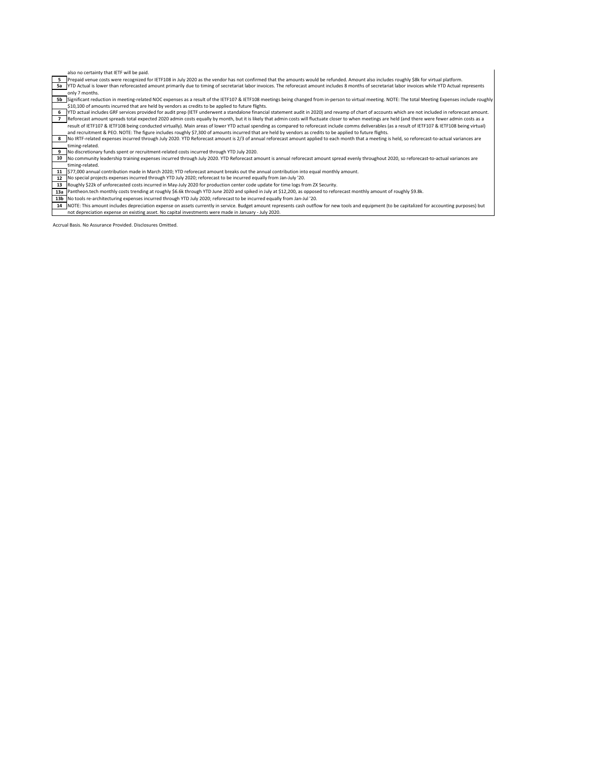| | |
|---|---|
| | also no certainty that IETF will be paid. |
| 5 | Prepaid venue costs were recognized for IETF108 in July 2020 as the vendor has not confirmed that the amounts would be refunded. Amount also includes roughly $8k for virtual platform. |
| 5a | YTD Actual is lower than reforecasted amount primarily due to timing of secretariat labor invoices. The reforecast amount includes 8 months of secretariat labor invoices while YTD Actual represents only 7 months. |
| 5b | Significant reduction in meeting-related NOC expenses as a result of the IETF107 & IETF108 meetings being changed from in-person to virtual meeting. NOTE: The total Meeting Expenses include roughly $10,100 of amounts incurred that are held by vendors as credits to be applied to future flights. |
| 6 | YTD actual includes GRF services provided for audit prep (IETF underwent a standalone financial statement audit in 2020) and revamp of chart of accounts which are not included in reforecast amount. |
| 7 | Reforecast amount spreads total expected 2020 admin costs equally by month, but it is likely that admin costs will fluctuate closer to when meetings are held (and there were fewer admin costs as a result of IETF107 & IETF108 being conducted virtually). Main areas of lower YTD actual spending as compared to reforecast include comms deliverables (as a result of IETF107 & IETF108 being virtual) and recruitment & PEO. NOTE: The figure includes roughly $7,300 of amounts incurred that are held by vendors as credits to be applied to future flights. |
| 8 | No IRTF-related expenses incurred through July 2020. YTD Reforecast amount is 2/3 of annual reforecast amount applied to each month that a meeting is held, so reforecast-to-actual variances are timing-related. |
| 9 | No discretionary funds spent or recruitment-related costs incurred through YTD July 2020. |
| 10 | No community leadership training expenses incurred through July 2020. YTD Reforecast amount is annual reforecast amount spread evenly throughout 2020, so reforecast-to-actual variances are timing-related. |
| 11 | $77,000 annual contribution made in March 2020; YTD reforecast amount breaks out the annual contribution into equal monthly amount. |
| 12 | No special projects expenses incurred through YTD July 2020; reforecast to be incurred equally from Jan-July '20. |
| 13 | Roughly $22k of unforecasted costs incurred in May-July 2020 for production center code update for time logs from ZX Security. |
| 13a | Pantheon.tech monthly costs trending at roughly $6.6k through YTD June 2020 and spiked in July at $12,200, as opposed to reforecast monthly amount of roughly $9.8k. |
| 13b | No tools re-architecturing expenses incurred through YTD July 2020; reforecast to be incurred equally from Jan-Jul '20. |
| 14 | NOTE: This amount includes depreciation expense on assets currently in service. Budget amount represents cash outflow for new tools and equipment (to be capitalized for accounting purposes) but not depreciation expense on existing asset. No capital investments were made in January - July 2020. |

Accrual Basis. No Assurance Provided. Disclosures Omitted.